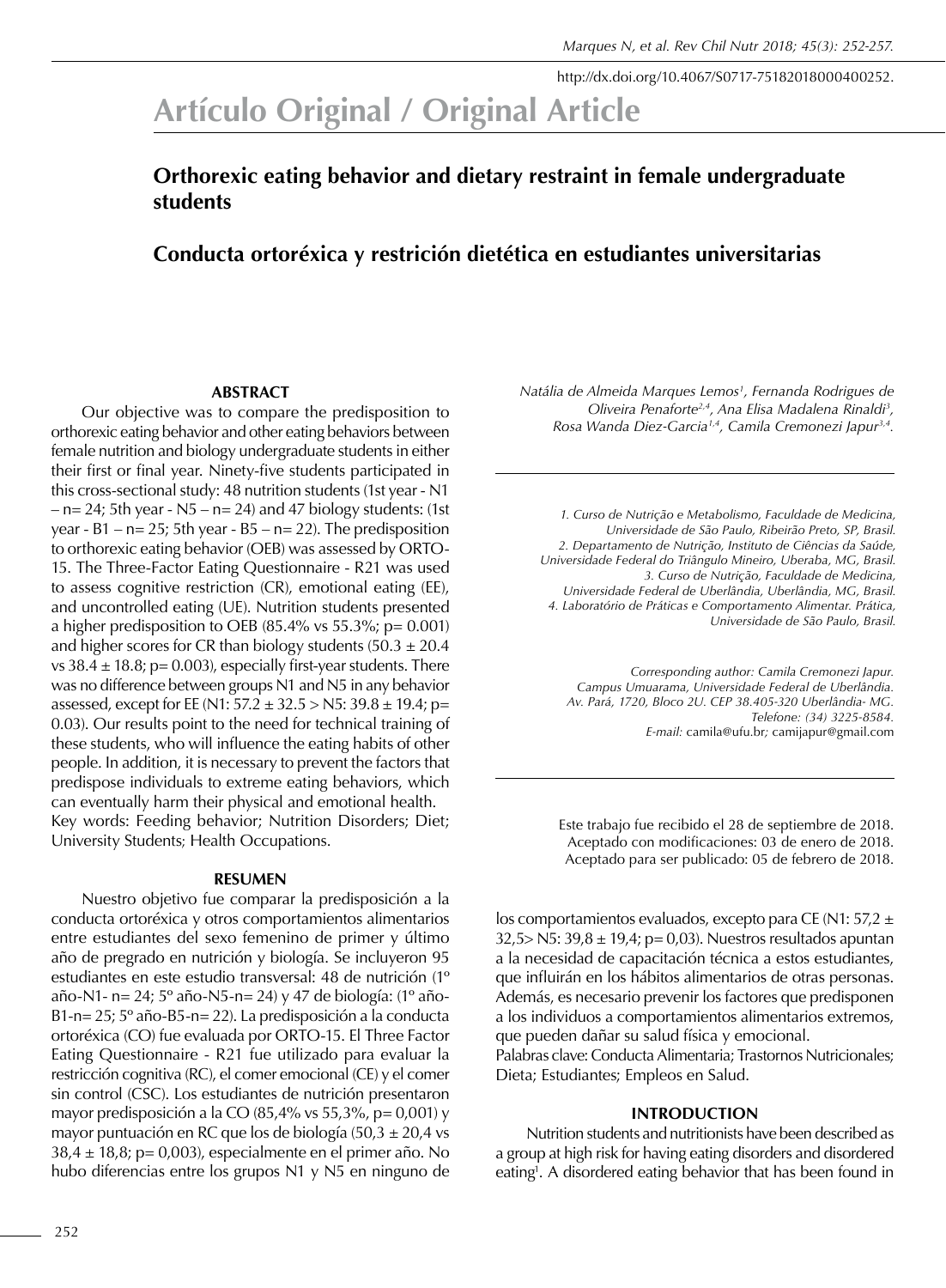http://dx.doi.org/10.4067/S0717-75182018000400252.

# Artículo Original / Original Article

## Orthorexic eating behavior and dietary restraint in female undergraduate students

## Conducta ortoréxica y restrición dietética en estudiantes universitarias

*Natália de Almeida Marques Lemos[1], Fernanda Rodrigues de Oliveira Penaforte[2,4], Ana Elisa Madalena Rinaldi[3], Rosa Wanda Diez-Garcia[1,4], Camila Cremonezi Japur[3,4].*

*1. Curso de Nutrição e Metabolismo, Faculdade de Medicina, Universidade de São Paulo, Ribeirão Preto, SP, Brasil.*
*2. Departamento de Nutrição, Instituto de Ciências da Saúde, Universidade Federal do Triângulo Mineiro, Uberaba, MG, Brasil.*
*3. Curso de Nutrição, Faculdade de Medicina, Universidade Federal de Uberlândia, Uberlândia, MG, Brasil.*
*4. Laboratório de Práticas e Comportamento Alimentar. Prática, Universidade de São Paulo, Brasil.*

*Corresponding author: Camila Cremonezi Japur.*
*Campus Umuarama, Universidade Federal de Uberlândia.*
*Av. Pará, 1720, Bloco 2U. CEP 38.405-320 Uberlândia- MG.*
*Telefone: (34) 3225-8584.*
*E-mail:* camila@ufu.br; camijapur@gmail.com

Este trabajo fue recibido el 28 de septiembre de 2018.
Aceptado con modificaciones: 03 de enero de 2018.
Aceptado para ser publicado: 05 de febrero de 2018.

### ABSTRACT

Our objective was to compare the predisposition to orthorexic eating behavior and other eating behaviors between female nutrition and biology undergraduate students in either their first or final year. Ninety-five students participated in this cross-sectional study: 48 nutrition students (1st year - N1 – n= 24; 5th year - N5 – n= 24) and 47 biology students: (1st year - B1 – n= 25; 5th year - B5 – n= 22). The predisposition to orthorexic eating behavior (OEB) was assessed by ORTO-15. The Three-Factor Eating Questionnaire - R21 was used to assess cognitive restriction (CR), emotional eating (EE), and uncontrolled eating (UE). Nutrition students presented a higher predisposition to OEB (85.4% vs 55.3%; p= 0.001) and higher scores for CR than biology students (50.3 ± 20.4 vs 38.4 ± 18.8; p= 0.003), especially first-year students. There was no difference between groups N1 and N5 in any behavior assessed, except for EE (N1: 57.2 ± 32.5 > N5: 39.8 ± 19.4; p= 0.03). Our results point to the need for technical training of these students, who will influence the eating habits of other people. In addition, it is necessary to prevent the factors that predispose individuals to extreme eating behaviors, which can eventually harm their physical and emotional health.

Key words: Feeding behavior; Nutrition Disorders; Diet; University Students; Health Occupations.

### RESUMEN

Nuestro objetivo fue comparar la predisposición a la conducta ortoréxica y otros comportamientos alimentarios entre estudiantes del sexo femenino de primer y último año de pregrado en nutrición y biología. Se incluyeron 95 estudiantes en este estudio transversal: 48 de nutrición (1º año-N1- n= 24; 5º año-N5-n= 24) y 47 de biología: (1º año-B1-n= 25; 5º año-B5-n= 22). La predisposición a la conducta ortoréxica (CO) fue evaluada por ORTO-15. El Three Factor Eating Questionnaire - R21 fue utilizado para evaluar la restricción cognitiva (RC), el comer emocional (CE) y el comer sin control (CSC). Los estudiantes de nutrición presentaron mayor predisposición a la CO (85,4% vs 55,3%, p= 0,001) y mayor puntuación en RC que los de biología (50,3 ± 20,4 vs 38,4 ± 18,8; p= 0,003), especialmente en el primer año. No hubo diferencias entre los grupos N1 y N5 en ninguno de los comportamientos evaluados, excepto para CE (N1: 57,2 ± 32,5> N5: 39,8 ± 19,4; p= 0,03). Nuestros resultados apuntan a la necesidad de capacitación técnica a estos estudiantes, que influirán en los hábitos alimentarios de otras personas. Además, es necesario prevenir los factores que predisponen a los individuos a comportamientos alimentarios extremos, que pueden dañar su salud física y emocional.

Palabras clave: Conducta Alimentaria; Trastornos Nutricionales; Dieta; Estudiantes; Empleos en Salud.

### INTRODUCTION

Nutrition students and nutritionists have been described as a group at high risk for having eating disorders and disordered eating[1]. A disordered eating behavior that has been found in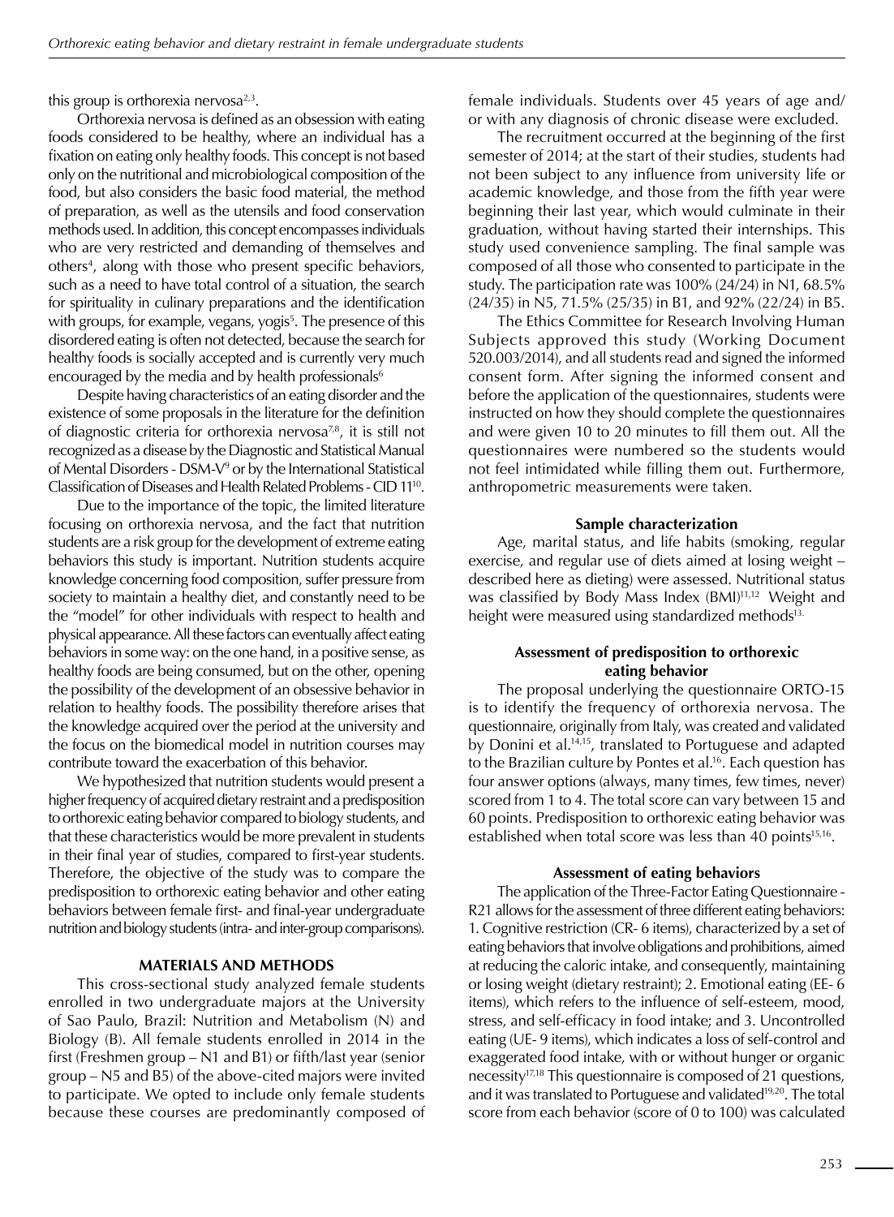this group is orthorexia nervosa[2,3].

Orthorexia nervosa is defined as an obsession with eating foods considered to be healthy, where an individual has a fixation on eating only healthy foods. This concept is not based only on the nutritional and microbiological composition of the food, but also considers the basic food material, the method of preparation, as well as the utensils and food conservation methods used. In addition, this concept encompasses individuals who are very restricted and demanding of themselves and others[4], along with those who present specific behaviors, such as a need to have total control of a situation, the search for spirituality in culinary preparations and the identification with groups, for example, vegans, yogis[5]. The presence of this disordered eating is often not detected, because the search for healthy foods is socially accepted and is currently very much encouraged by the media and by health professionals[6]

Despite having characteristics of an eating disorder and the existence of some proposals in the literature for the definition of diagnostic criteria for orthorexia nervosa[7,8], it is still not recognized as a disease by the Diagnostic and Statistical Manual of Mental Disorders - DSM-V[9] or by the International Statistical Classification of Diseases and Health Related Problems - CID 11[10].

Due to the importance of the topic, the limited literature focusing on orthorexia nervosa, and the fact that nutrition students are a risk group for the development of extreme eating behaviors this study is important. Nutrition students acquire knowledge concerning food composition, suffer pressure from society to maintain a healthy diet, and constantly need to be the "model" for other individuals with respect to health and physical appearance. All these factors can eventually affect eating behaviors in some way: on the one hand, in a positive sense, as healthy foods are being consumed, but on the other, opening the possibility of the development of an obsessive behavior in relation to healthy foods. The possibility therefore arises that the knowledge acquired over the period at the university and the focus on the biomedical model in nutrition courses may contribute toward the exacerbation of this behavior.

We hypothesized that nutrition students would present a higher frequency of acquired dietary restraint and a predisposition to orthorexic eating behavior compared to biology students, and that these characteristics would be more prevalent in students in their final year of studies, compared to first-year students. Therefore, the objective of the study was to compare the predisposition to orthorexic eating behavior and other eating behaviors between female first- and final-year undergraduate nutrition and biology students (intra- and inter-group comparisons).

## MATERIALS AND METHODS

This cross-sectional study analyzed female students enrolled in two undergraduate majors at the University of Sao Paulo, Brazil: Nutrition and Metabolism (N) and Biology (B). All female students enrolled in 2014 in the first (Freshmen group – N1 and B1) or fifth/last year (senior group – N5 and B5) of the above-cited majors were invited to participate. We opted to include only female students because these courses are predominantly composed of female individuals. Students over 45 years of age and/or with any diagnosis of chronic disease were excluded.

The recruitment occurred at the beginning of the first semester of 2014; at the start of their studies, students had not been subject to any influence from university life or academic knowledge, and those from the fifth year were beginning their last year, which would culminate in their graduation, without having started their internships. This study used convenience sampling. The final sample was composed of all those who consented to participate in the study. The participation rate was 100% (24/24) in N1, 68.5% (24/35) in N5, 71.5% (25/35) in B1, and 92% (22/24) in B5.

The Ethics Committee for Research Involving Human Subjects approved this study (Working Document 520.003/2014), and all students read and signed the informed consent form. After signing the informed consent and before the application of the questionnaires, students were instructed on how they should complete the questionnaires and were given 10 to 20 minutes to fill them out. All the questionnaires were numbered so the students would not feel intimidated while filling them out. Furthermore, anthropometric measurements were taken.

### Sample characterization

Age, marital status, and life habits (smoking, regular exercise, and regular use of diets aimed at losing weight – described here as dieting) were assessed. Nutritional status was classified by Body Mass Index (BMI)[11,12] Weight and height were measured using standardized methods[13].

### Assessment of predisposition to orthorexic eating behavior

The proposal underlying the questionnaire ORTO-15 is to identify the frequency of orthorexia nervosa. The questionnaire, originally from Italy, was created and validated by Donini et al.[14,15], translated to Portuguese and adapted to the Brazilian culture by Pontes et al.[16]. Each question has four answer options (always, many times, few times, never) scored from 1 to 4. The total score can vary between 15 and 60 points. Predisposition to orthorexic eating behavior was established when total score was less than 40 points[15,16].

### Assessment of eating behaviors

The application of the Three-Factor Eating Questionnaire - R21 allows for the assessment of three different eating behaviors: 1. Cognitive restriction (CR- 6 items), characterized by a set of eating behaviors that involve obligations and prohibitions, aimed at reducing the caloric intake, and consequently, maintaining or losing weight (dietary restraint); 2. Emotional eating (EE- 6 items), which refers to the influence of self-esteem, mood, stress, and self-efficacy in food intake; and 3. Uncontrolled eating (UE- 9 items), which indicates a loss of self-control and exaggerated food intake, with or without hunger or organic necessity[17,18] This questionnaire is composed of 21 questions, and it was translated to Portuguese and validated[19,20]. The total score from each behavior (score of 0 to 100) was calculated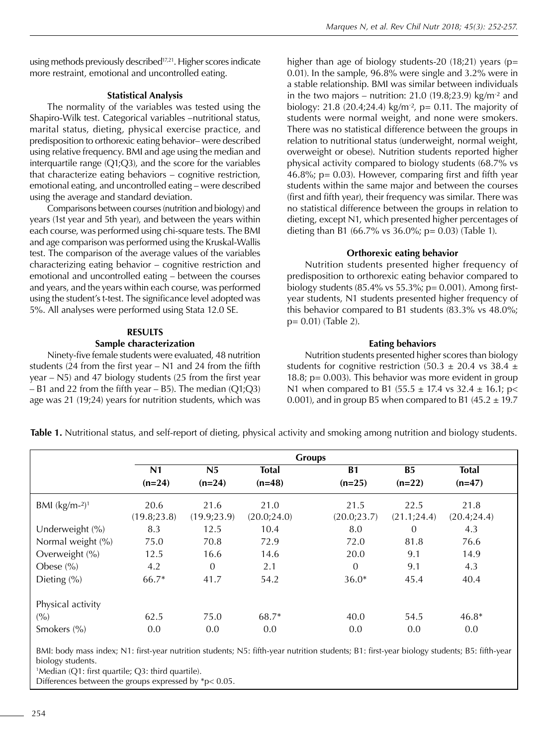using methods previously described[17,21]. Higher scores indicate more restraint, emotional and uncontrolled eating.

### Statistical Analysis

The normality of the variables was tested using the Shapiro-Wilk test. Categorical variables –nutritional status, marital status, dieting, physical exercise practice, and predisposition to orthorexic eating behavior– were described using relative frequency. BMI and age using the median and interquartile range (Q1;Q3), and the score for the variables that characterize eating behaviors – cognitive restriction, emotional eating, and uncontrolled eating – were described using the average and standard deviation.

Comparisons between courses (nutrition and biology) and years (1st year and 5th year), and between the years within each course, was performed using chi-square tests. The BMI and age comparison was performed using the Kruskal-Wallis test. The comparison of the average values of the variables characterizing eating behavior – cognitive restriction and emotional and uncontrolled eating – between the courses and years, and the years within each course, was performed using the student's t-test. The significance level adopted was 5%. All analyses were performed using Stata 12.0 SE.

## RESULTS

### Sample characterization

Ninety-five female students were evaluated, 48 nutrition students (24 from the first year – N1 and 24 from the fifth year – N5) and 47 biology students (25 from the first year – B1 and 22 from the fifth year – B5). The median (Q1;Q3) age was 21 (19;24) years for nutrition students, which was higher than age of biology students-20 (18;21) years ($p = 0.01$). In the sample, 96.8% were single and 3.2% were in a stable relationship. BMI was similar between individuals in the two majors – nutrition: 21.0 (19.8;23.9) $kg/m^{-2}$ and biology: 21.8 (20.4;24.4) $kg/m^{-2}$, $p = 0.11$. The majority of students were normal weight, and none were smokers. There was no statistical difference between the groups in relation to nutritional status (underweight, normal weight, overweight or obese). Nutrition students reported higher physical activity compared to biology students (68.7% vs 46.8%; $p = 0.03$). However, comparing first and fifth year students within the same major and between the courses (first and fifth year), their frequency was similar. There was no statistical difference between the groups in relation to dieting, except N1, which presented higher percentages of dieting than B1 (66.7% vs 36.0%; $p = 0.03$) (Table 1).

### Orthorexic eating behavior

Nutrition students presented higher frequency of predisposition to orthorexic eating behavior compared to biology students (85.4% vs 55.3%; $p = 0.001$). Among first-year students, N1 students presented higher frequency of this behavior compared to B1 students (83.3% vs 48.0%; $p = 0.01$) (Table 2).

### Eating behaviors

Nutrition students presented higher scores than biology students for cognitive restriction ($50.3 \pm 20.4$ vs $38.4 \pm 18.8$; $p = 0.003$). This behavior was more evident in group N1 when compared to B1 ($55.5 \pm 17.4$ vs $32.4 \pm 16.1$; $p < 0.001$), and in group B5 when compared to B1 ($45.2 \pm 19.7$

**Table 1.** Nutritional status, and self-report of dieting, physical activity and smoking among nutrition and biology students.

| | Groups | | | | | |
|---|---|---|---|---|---|---|
| | N1 (n=24) | N5 (n=24) | Total (n=48) | B1 (n=25) | B5 (n=22) | Total (n=47) |
| BMI ($kg/m^{-2}$)[1] | 20.6 (19.8;23.8) | 21.6 (19.9;23.9) | 21.0 (20.0;24.0) | 21.5 (20.0;23.7) | 22.5 (21.1;24.4) | 21.8 (20.4;24.4) |
| Underweight (%) | 8.3 | 12.5 | 10.4 | 8.0 | 0 | 4.3 |
| Normal weight (%) | 75.0 | 70.8 | 72.9 | 72.0 | 81.8 | 76.6 |
| Overweight (%) | 12.5 | 16.6 | 14.6 | 20.0 | 9.1 | 14.9 |
| Obese (%) | 4.2 | 0 | 2.1 | 0 | 9.1 | 4.3 |
| Dieting (%) | 66.7* | 41.7 | 54.2 | 36.0* | 45.4 | 40.4 |
| Physical activity (%) | 62.5 | 75.0 | 68.7* | 40.0 | 54.5 | 46.8* |
| Smokers (%) | 0.0 | 0.0 | 0.0 | 0.0 | 0.0 | 0.0 |

BMI: body mass index; N1: first-year nutrition students; N5: fifth-year nutrition students; B1: first-year biology students; B5: fifth-year biology students.
[1]Median (Q1: first quartile; Q3: third quartile).
Differences between the groups expressed by *$p < 0.05$.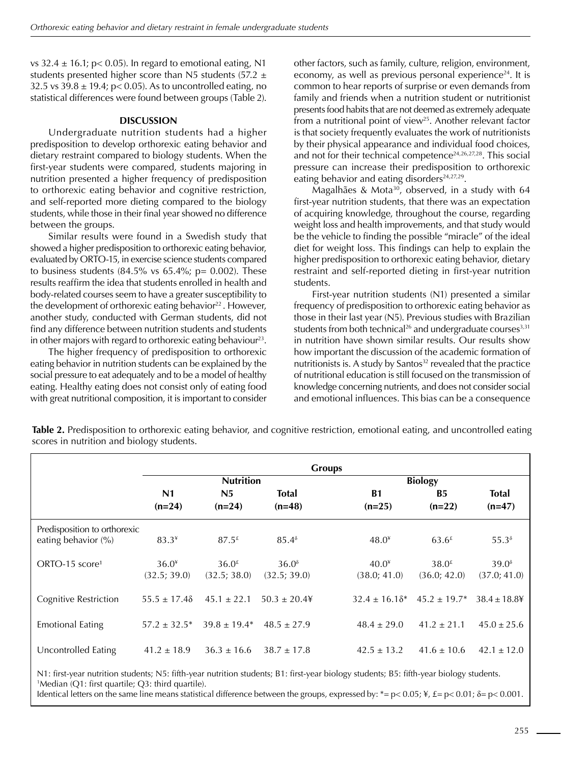vs 32.4 ± 16.1; $p < 0.05$). In regard to emotional eating, N1 students presented higher score than N5 students (57.2 ± 32.5 vs 39.8 ± 19.4; $p < 0.05$). As to uncontrolled eating, no statistical differences were found between groups (Table 2).

## DISCUSSION

Undergraduate nutrition students had a higher predisposition to develop orthorexic eating behavior and dietary restraint compared to biology students. When the first-year students were compared, students majoring in nutrition presented a higher frequency of predisposition to orthorexic eating behavior and cognitive restriction, and self-reported more dieting compared to the biology students, while those in their final year showed no difference between the groups.

Similar results were found in a Swedish study that showed a higher predisposition to orthorexic eating behavior, evaluated by ORTO-15, in exercise science students compared to business students (84.5% vs 65.4%; $p = 0.002$). These results reaffirm the idea that students enrolled in health and body-related courses seem to have a greater susceptibility to the development of orthorexic eating behavior[22]. However, another study, conducted with German students, did not find any difference between nutrition students and students in other majors with regard to orthorexic eating behaviour[23].

The higher frequency of predisposition to orthorexic eating behavior in nutrition students can be explained by the social pressure to eat adequately and to be a model of healthy eating. Healthy eating does not consist only of eating food with great nutritional composition, it is important to consider other factors, such as family, culture, religion, environment, economy, as well as previous personal experience[24]. It is common to hear reports of surprise or even demands from family and friends when a nutrition student or nutritionist presents food habits that are not deemed as extremely adequate from a nutritional point of view[25]. Another relevant factor is that society frequently evaluates the work of nutritionists by their physical appearance and individual food choices, and not for their technical competence[24,26,27,28]. This social pressure can increase their predisposition to orthorexic eating behavior and eating disorders[24,27,29].

Magalhães & Mota[30], observed, in a study with 64 first-year nutrition students, that there was an expectation of acquiring knowledge, throughout the course, regarding weight loss and health improvements, and that study would be the vehicle to finding the possible "miracle" of the ideal diet for weight loss. This findings can help to explain the higher predisposition to orthorexic eating behavior, dietary restraint and self-reported dieting in first-year nutrition students.

First-year nutrition students (N1) presented a similar frequency of predisposition to orthorexic eating behavior as those in their last year (N5). Previous studies with Brazilian students from both technical[26] and undergraduate courses[3,31] in nutrition have shown similar results. Our results show how important the discussion of the academic formation of nutritionists is. A study by Santos[32] revealed that the practice of nutritional education is still focused on the transmission of knowledge concerning nutrients, and does not consider social and emotional influences. This bias can be a consequence

**Table 2.** Predisposition to orthorexic eating behavior, and cognitive restriction, emotional eating, and uncontrolled eating scores in nutrition and biology students.

| | Groups | | | | | |
|---|---|---|---|---|---|---|
| | Nutrition | | | Biology | | |
| | N1 (n=24) | N5 (n=24) | Total (n=48) | B1 (n=25) | B5 (n=22) | Total (n=47) |
| Predisposition to orthorexic eating behavior (%) | 83.3¥ | 87.5£ | 85.4δ | 48.0¥ | 63.6£ | 55.3δ |
| ORTO-15 score¹ | 36.0¥ (32.5; 39.0) | 36.0£ (32.5; 38.0) | 36.0δ (32.5; 39.0) | 40.0¥ (38.0; 41.0) | 38.0£ (36.0; 42.0) | 39.0δ (37.0; 41.0) |
| Cognitive Restriction | 55.5 ± 17.4δ | 45.1 ± 22.1 | 50.3 ± 20.4¥ | 32.4 ± 16.1δ* | 45.2 ± 19.7* | 38.4 ± 18.8¥ |
| Emotional Eating | 57.2 ± 32.5* | 39.8 ± 19.4* | 48.5 ± 27.9 | 48.4 ± 29.0 | 41.2 ± 21.1 | 45.0 ± 25.6 |
| Uncontrolled Eating | 41.2 ± 18.9 | 36.3 ± 16.6 | 38.7 ± 17.8 | 42.5 ± 13.2 | 41.6 ± 10.6 | 42.1 ± 12.0 |

N1: first-year nutrition students; N5: fifth-year nutrition students; B1: first-year biology students; B5: fifth-year biology students.
¹Median (Q1: first quartile; Q3: third quartile).
Identical letters on the same line means statistical difference between the groups, expressed by: * = $p < 0.05$; ¥, £ = $p < 0.01$; δ = $p < 0.001$.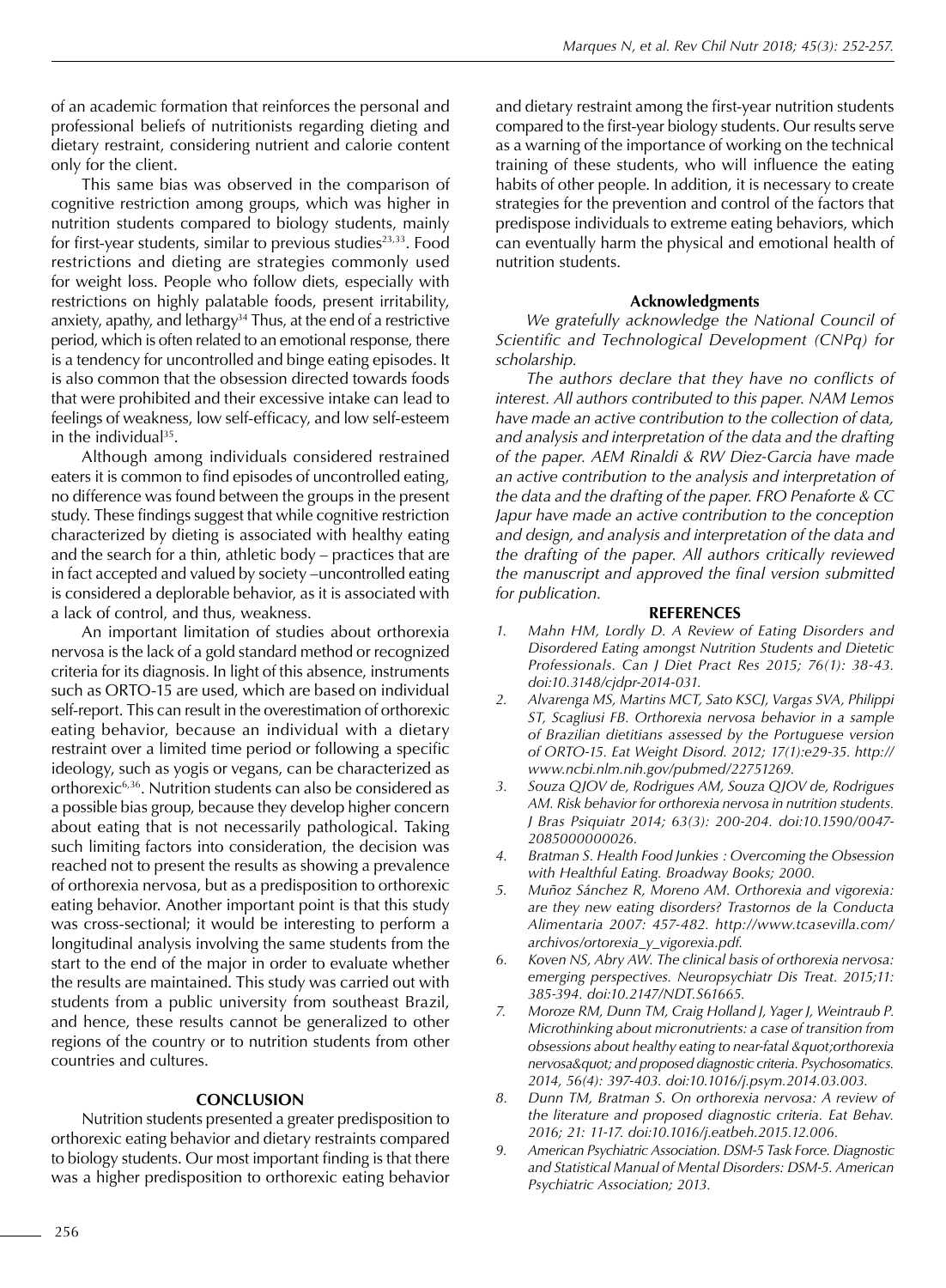of an academic formation that reinforces the personal and professional beliefs of nutritionists regarding dieting and dietary restraint, considering nutrient and calorie content only for the client.

This same bias was observed in the comparison of cognitive restriction among groups, which was higher in nutrition students compared to biology students, mainly for first-year students, similar to previous studies[23,33]. Food restrictions and dieting are strategies commonly used for weight loss. People who follow diets, especially with restrictions on highly palatable foods, present irritability, anxiety, apathy, and lethargy[34] Thus, at the end of a restrictive period, which is often related to an emotional response, there is a tendency for uncontrolled and binge eating episodes. It is also common that the obsession directed towards foods that were prohibited and their excessive intake can lead to feelings of weakness, low self-efficacy, and low self-esteem in the individual[35].

Although among individuals considered restrained eaters it is common to find episodes of uncontrolled eating, no difference was found between the groups in the present study. These findings suggest that while cognitive restriction characterized by dieting is associated with healthy eating and the search for a thin, athletic body – practices that are in fact accepted and valued by society –uncontrolled eating is considered a deplorable behavior, as it is associated with a lack of control, and thus, weakness.

An important limitation of studies about orthorexia nervosa is the lack of a gold standard method or recognized criteria for its diagnosis. In light of this absence, instruments such as ORTO-15 are used, which are based on individual self-report. This can result in the overestimation of orthorexic eating behavior, because an individual with a dietary restraint over a limited time period or following a specific ideology, such as yogis or vegans, can be characterized as orthorexic[6,36]. Nutrition students can also be considered as a possible bias group, because they develop higher concern about eating that is not necessarily pathological. Taking such limiting factors into consideration, the decision was reached not to present the results as showing a prevalence of orthorexia nervosa, but as a predisposition to orthorexic eating behavior. Another important point is that this study was cross-sectional; it would be interesting to perform a longitudinal analysis involving the same students from the start to the end of the major in order to evaluate whether the results are maintained. This study was carried out with students from a public university from southeast Brazil, and hence, these results cannot be generalized to other regions of the country or to nutrition students from other countries and cultures.

## CONCLUSION

Nutrition students presented a greater predisposition to orthorexic eating behavior and dietary restraints compared to biology students. Our most important finding is that there was a higher predisposition to orthorexic eating behavior and dietary restraint among the first-year nutrition students compared to the first-year biology students. Our results serve as a warning of the importance of working on the technical training of these students, who will influence the eating habits of other people. In addition, it is necessary to create strategies for the prevention and control of the factors that predispose individuals to extreme eating behaviors, which can eventually harm the physical and emotional health of nutrition students.

### Acknowledgments

*We gratefully acknowledge the National Council of Scientific and Technological Development (CNPq) for scholarship.*

*The authors declare that they have no conflicts of interest. All authors contributed to this paper. NAM Lemos have made an active contribution to the collection of data, and analysis and interpretation of the data and the drafting of the paper. AEM Rinaldi & RW Diez-Garcia have made an active contribution to the analysis and interpretation of the data and the drafting of the paper. FRO Penaforte & CC Japur have made an active contribution to the conception and design, and analysis and interpretation of the data and the drafting of the paper. All authors critically reviewed the manuscript and approved the final version submitted for publication.*

## REFERENCES

1. *Mahn HM, Lordly D. A Review of Eating Disorders and Disordered Eating amongst Nutrition Students and Dietetic Professionals. Can J Diet Pract Res 2015; 76(1): 38-43. doi:10.3148/cjdpr-2014-031.*
2. *Alvarenga MS, Martins MCT, Sato KSCJ, Vargas SVA, Philippi ST, Scagliusi FB. Orthorexia nervosa behavior in a sample of Brazilian dietitians assessed by the Portuguese version of ORTO-15. Eat Weight Disord. 2012; 17(1):e29-35. http://www.ncbi.nlm.nih.gov/pubmed/22751269.*
3. *Souza QJOV de, Rodrigues AM, Souza QJOV de, Rodrigues AM. Risk behavior for orthorexia nervosa in nutrition students. J Bras Psiquiatr 2014; 63(3): 200-204. doi:10.1590/0047-2085000000026.*
4. *Bratman S. Health Food Junkies : Overcoming the Obsession with Healthful Eating. Broadway Books; 2000.*
5. *Muñoz Sánchez R, Moreno AM. Orthorexia and vigorexia: are they new eating disorders? Trastornos de la Conducta Alimentaria 2007: 457-482. http://www.tcasevilla.com/archivos/ortorexia_y_vigorexia.pdf.*
6. *Koven NS, Abry AW. The clinical basis of orthorexia nervosa: emerging perspectives. Neuropsychiatr Dis Treat. 2015;11: 385-394. doi:10.2147/NDT.S61665.*
7. *Moroze RM, Dunn TM, Craig Holland J, Yager J, Weintraub P. Microthinking about micronutrients: a case of transition from obsessions about healthy eating to near-fatal &quot;orthorexia nervosa&quot; and proposed diagnostic criteria. Psychosomatics. 2014, 56(4): 397-403. doi:10.1016/j.psym.2014.03.003.*
8. *Dunn TM, Bratman S. On orthorexia nervosa: A review of the literature and proposed diagnostic criteria. Eat Behav. 2016; 21: 11-17. doi:10.1016/j.eatbeh.2015.12.006.*
9. *American Psychiatric Association. DSM-5 Task Force. Diagnostic and Statistical Manual of Mental Disorders: DSM-5. American Psychiatric Association; 2013.*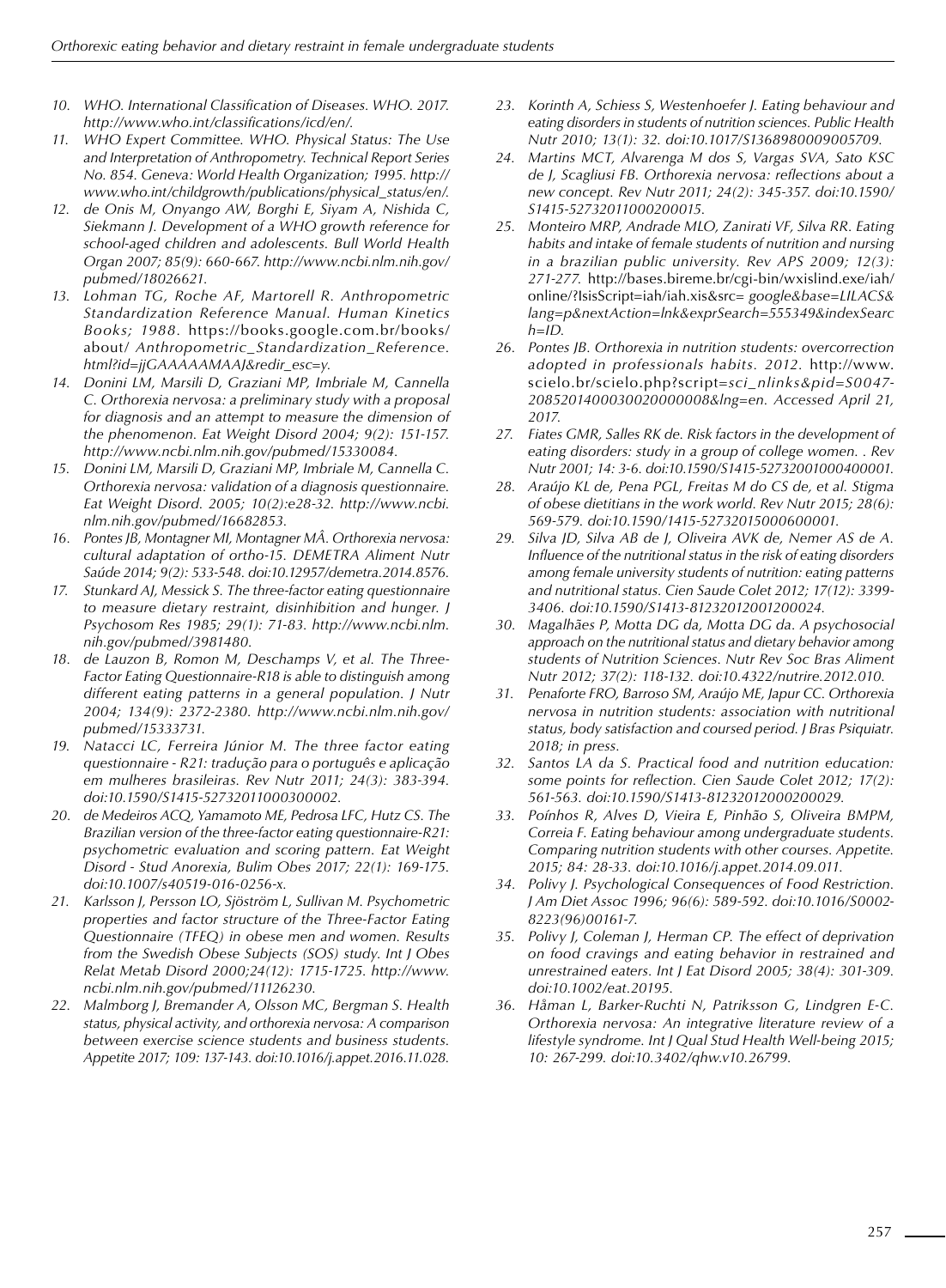10. WHO. International Classification of Diseases. WHO. 2017. http://www.who.int/classifications/icd/en/.
11. WHO Expert Committee. WHO. Physical Status: The Use and Interpretation of Anthropometry. Technical Report Series No. 854. Geneva: World Health Organization; 1995. http://www.who.int/childgrowth/publications/physical_status/en/.
12. de Onis M, Onyango AW, Borghi E, Siyam A, Nishida C, Siekmann J. Development of a WHO growth reference for school-aged children and adolescents. Bull World Health Organ 2007; 85(9): 660-667. http://www.ncbi.nlm.nih.gov/pubmed/18026621.
13. Lohman TG, Roche AF, Martorell R. Anthropometric Standardization Reference Manual. Human Kinetics Books; 1988. https://books.google.com.br/books/about/ Anthropometric_Standardization_Reference.html?id=jjGAAAAAMAAJ&redir_esc=y.
14. Donini LM, Marsili D, Graziani MP, Imbriale M, Cannella C. Orthorexia nervosa: a preliminary study with a proposal for diagnosis and an attempt to measure the dimension of the phenomenon. Eat Weight Disord 2004; 9(2): 151-157. http://www.ncbi.nlm.nih.gov/pubmed/15330084.
15. Donini LM, Marsili D, Graziani MP, Imbriale M, Cannella C. Orthorexia nervosa: validation of a diagnosis questionnaire. Eat Weight Disord. 2005; 10(2):e28-32. http://www.ncbi.nlm.nih.gov/pubmed/16682853.
16. Pontes JB, Montagner MI, Montagner MÂ. Orthorexia nervosa: cultural adaptation of ortho-15. DEMETRA Aliment Nutr Saúde 2014; 9(2): 533-548. doi:10.12957/demetra.2014.8576.
17. Stunkard AJ, Messick S. The three-factor eating questionnaire to measure dietary restraint, disinhibition and hunger. J Psychosom Res 1985; 29(1): 71-83. http://www.ncbi.nlm.nih.gov/pubmed/3981480.
18. de Lauzon B, Romon M, Deschamps V, et al. The Three-Factor Eating Questionnaire-R18 is able to distinguish among different eating patterns in a general population. J Nutr 2004; 134(9): 2372-2380. http://www.ncbi.nlm.nih.gov/pubmed/15333731.
19. Natacci LC, Ferreira Júnior M. The three factor eating questionnaire - R21: tradução para o português e aplicação em mulheres brasileiras. Rev Nutr 2011; 24(3): 383-394. doi:10.1590/S1415-52732011000300002.
20. de Medeiros ACQ, Yamamoto ME, Pedrosa LFC, Hutz CS. The Brazilian version of the three-factor eating questionnaire-R21: psychometric evaluation and scoring pattern. Eat Weight Disord - Stud Anorexia, Bulim Obes 2017; 22(1): 169-175. doi:10.1007/s40519-016-0256-x.
21. Karlsson J, Persson LO, Sjöström L, Sullivan M. Psychometric properties and factor structure of the Three-Factor Eating Questionnaire (TFEQ) in obese men and women. Results from the Swedish Obese Subjects (SOS) study. Int J Obes Relat Metab Disord 2000;24(12): 1715-1725. http://www.ncbi.nlm.nih.gov/pubmed/11126230.
22. Malmborg J, Bremander A, Olsson MC, Bergman S. Health status, physical activity, and orthorexia nervosa: A comparison between exercise science students and business students. Appetite 2017; 109: 137-143. doi:10.1016/j.appet.2016.11.028.
23. Korinth A, Schiess S, Westenhoefer J. Eating behaviour and eating disorders in students of nutrition sciences. Public Health Nutr 2010; 13(1): 32. doi:10.1017/S1368980009005709.
24. Martins MCT, Alvarenga M dos S, Vargas SVA, Sato KSC de J, Scagliusi FB. Orthorexia nervosa: reflections about a new concept. Rev Nutr 2011; 24(2): 345-357. doi:10.1590/S1415-52732011000200015.
25. Monteiro MRP, Andrade MLO, Zanirati VF, Silva RR. Eating habits and intake of female students of nutrition and nursing in a brazilian public university. Rev APS 2009; 12(3): 271-277. http://bases.bireme.br/cgi-bin/wxislind.exe/iah/online/?IsisScript=iah/iah.xis&src= google&base=LILACS&lang=p&nextAction=lnk&exprSearch=555349&indexSearch=ID.
26. Pontes JB. Orthorexia in nutrition students: overcorrection adopted in professionals habits. 2012. http://www.scielo.br/scielo.php?script=sci_nlinks&pid=S0047-20852014000300020000008&lng=en. Accessed April 21, 2017.
27. Fiates GMR, Salles RK de. Risk factors in the development of eating disorders: study in a group of college women. . Rev Nutr 2001; 14: 3-6. doi:10.1590/S1415-52732001000400001.
28. Araújo KL de, Pena PGL, Freitas M do CS de, et al. Stigma of obese dietitians in the work world. Rev Nutr 2015; 28(6): 569-579. doi:10.1590/1415-52732015000600001.
29. Silva JD, Silva AB de J, Oliveira AVK de, Nemer AS de A. Influence of the nutritional status in the risk of eating disorders among female university students of nutrition: eating patterns and nutritional status. Cien Saude Colet 2012; 17(12): 3399-3406. doi:10.1590/S1413-81232012001200024.
30. Magalhães P, Motta DG da, Motta DG da. A psychosocial approach on the nutritional status and dietary behavior among students of Nutrition Sciences. Nutr Rev Soc Bras Aliment Nutr 2012; 37(2): 118-132. doi:10.4322/nutrire.2012.010.
31. Penaforte FRO, Barroso SM, Araújo ME, Japur CC. Orthorexia nervosa in nutrition students: association with nutritional status, body satisfaction and coursed period. J Bras Psiquiatr. 2018; in press.
32. Santos LA da S. Practical food and nutrition education: some points for reflection. Cien Saude Colet 2012; 17(2): 561-563. doi:10.1590/S1413-81232012000200029.
33. Poínhos R, Alves D, Vieira E, Pinhão S, Oliveira BMPM, Correia F. Eating behaviour among undergraduate students. Comparing nutrition students with other courses. Appetite. 2015; 84: 28-33. doi:10.1016/j.appet.2014.09.011.
34. Polivy J. Psychological Consequences of Food Restriction. J Am Diet Assoc 1996; 96(6): 589-592. doi:10.1016/S0002-8223(96)00161-7.
35. Polivy J, Coleman J, Herman CP. The effect of deprivation on food cravings and eating behavior in restrained and unrestrained eaters. Int J Eat Disord 2005; 38(4): 301-309. doi:10.1002/eat.20195.
36. Håman L, Barker-Ruchti N, Patriksson G, Lindgren E-C. Orthorexia nervosa: An integrative literature review of a lifestyle syndrome. Int J Qual Stud Health Well-being 2015; 10: 267-299. doi:10.3402/qhw.v10.26799.